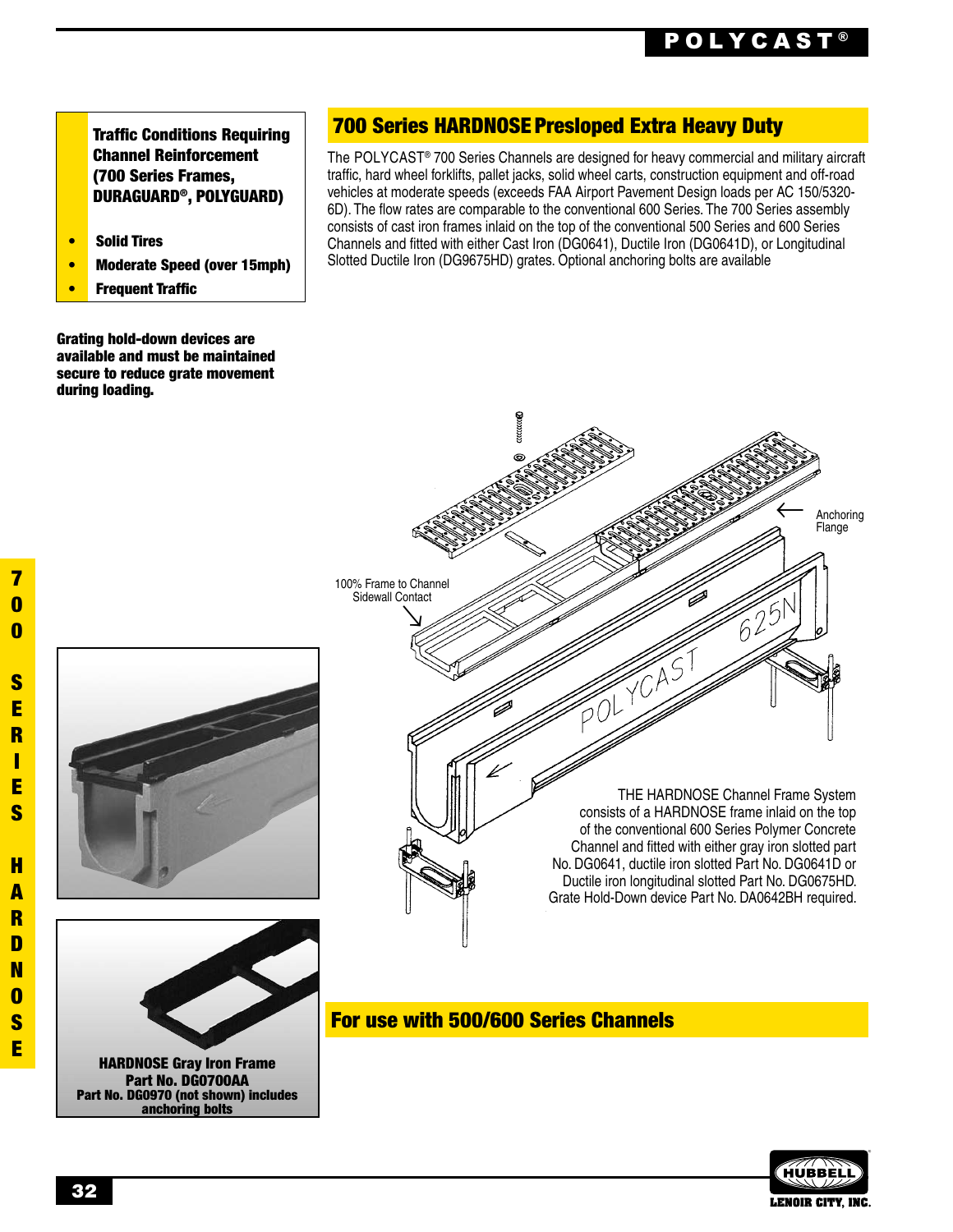**Traffic Conditions Requiring Channel Reinforcement (700 Series Frames, DURAGUARD®, POLYGUARD)**

- Solid Tires
- Moderate Speed (over 15mph)
- Frequent Traffic

**Grating hold-down devices are available and must be maintained secure to reduce grate movement during loading.**

## 700 Series HARDNOSE Presloped Extra Heavy Duty

The POLYCAST® 700 Series Channels are designed for heavy commercial and military aircraft traffic, hard wheel forklifts, pallet jacks, solid wheel carts, construction equipment and off-road vehicles at moderate speeds (exceeds FAA Airport Pavement Design loads per AC 150/5320-6D). The flow rates are comparable to the conventional 600 Series. The 700 Series assembly consists of cast iron frames inlaid on the top of the conventional 500 Series and 600 Series Channels and fitted with either Cast Iron (DG0641), Ductile Iron (DG0641D), or Longitudinal Slotted Ductile Iron (DG9675HD) grates. Optional anchoring bolts are available

Anchoring Flange

100% Frame to Channel Sidewall Contact

THE HARDNOSE Channel Frame System consists of a HARDNOSE frame inlaid on the top of the conventional 600 Series Polymer Concrete Channel and fitted with either gray iron slotted part No. DG0641, ductile iron slotted Part No. DG0641D or Ductile iron longitudinal slotted Part No. DG0675HD. Grate Hold-Down device Part No. DA0642BH required.

**HARDNOSE Gray Iron Frame**
**Part No. DG0700AA**
**Part No. DG0970 (not shown) includes anchoring bolts**

## For use with 500/600 Series Channels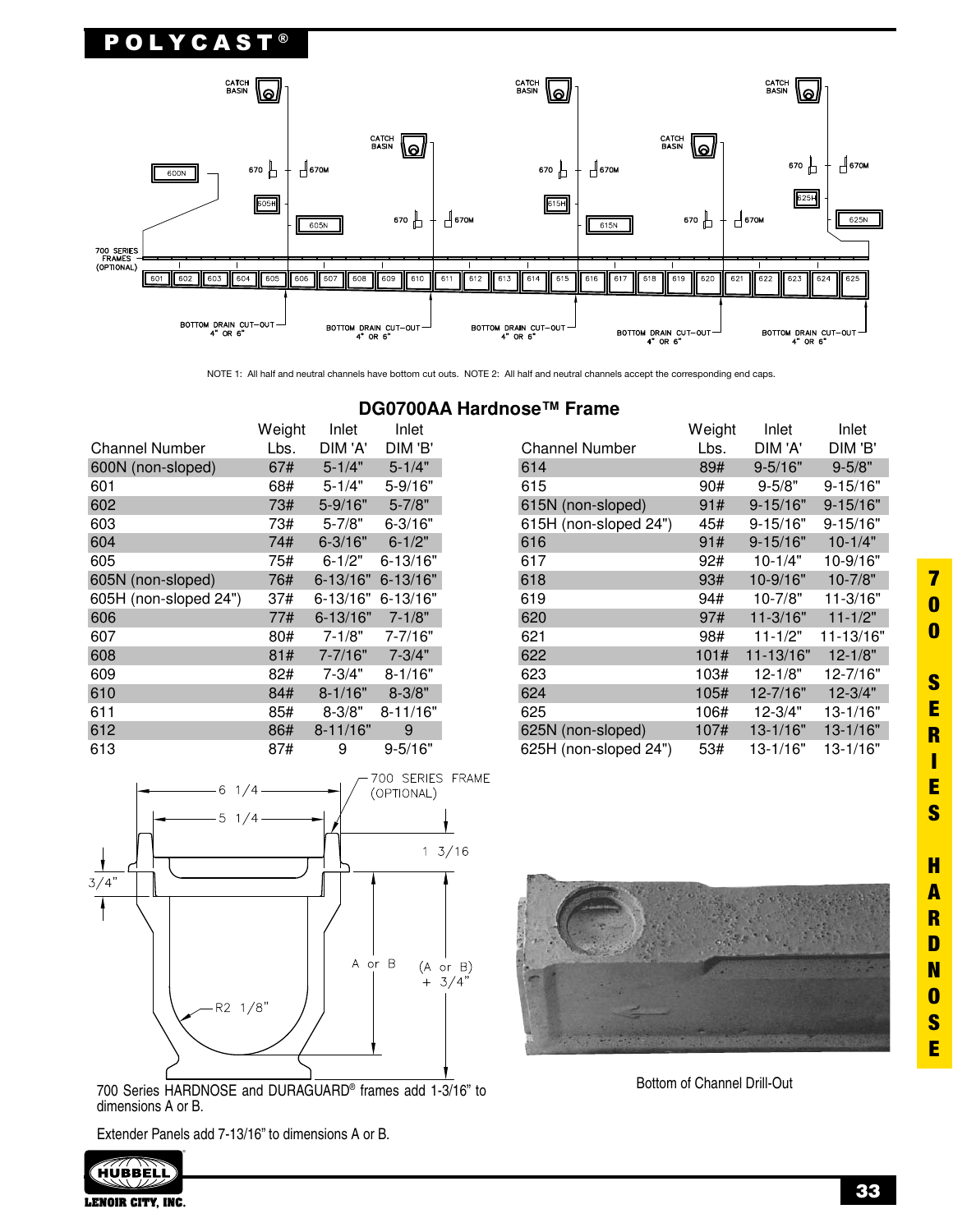NOTE 1: All half and neutral channels have bottom cut outs. NOTE 2: All half and neutral channels accept the corresponding end caps.

## DG0700AA Hardnose™ Frame

| Channel Number | Weight Lbs. | Inlet DIM 'A' | Inlet DIM 'B' |
|---|---|---|---|
| 600N (non-sloped) | 67# | 5-1/4" | 5-1/4" |
| 601 | 68# | 5-1/4" | 5-9/16" |
| 602 | 73# | 5-9/16" | 5-7/8" |
| 603 | 73# | 5-7/8" | 6-3/16" |
| 604 | 74# | 6-3/16" | 6-1/2" |
| 605 | 75# | 6-1/2" | 6-13/16" |
| 605N (non-sloped) | 76# | 6-13/16" | 6-13/16" |
| 605H (non-sloped 24") | 37# | 6-13/16" | 6-13/16" |
| 606 | 77# | 6-13/16" | 7-1/8" |
| 607 | 80# | 7-1/8" | 7-7/16" |
| 608 | 81# | 7-7/16" | 7-3/4" |
| 609 | 82# | 7-3/4" | 8-1/16" |
| 610 | 84# | 8-1/16" | 8-3/8" |
| 611 | 85# | 8-3/8" | 8-11/16" |
| 612 | 86# | 8-11/16" | 9 |
| 613 | 87# | 9 | 9-5/16" |
| 614 | 89# | 9-5/16" | 9-5/8" |
| 615 | 90# | 9-5/8" | 9-15/16" |
| 615N (non-sloped) | 91# | 9-15/16" | 9-15/16" |
| 615H (non-sloped 24") | 45# | 9-15/16" | 9-15/16" |
| 616 | 91# | 9-15/16" | 10-1/4" |
| 617 | 92# | 10-1/4" | 10-9/16" |
| 618 | 93# | 10-9/16" | 10-7/8" |
| 619 | 94# | 10-7/8" | 11-3/16" |
| 620 | 97# | 11-3/16" | 11-1/2" |
| 621 | 98# | 11-1/2" | 11-13/16" |
| 622 | 101# | 11-13/16" | 12-1/8" |
| 623 | 103# | 12-1/8" | 12-7/16" |
| 624 | 105# | 12-7/16" | 12-3/4" |
| 625 | 106# | 12-3/4" | 13-1/16" |
| 625N (non-sloped) | 107# | 13-1/16" | 13-1/16" |
| 625H (non-sloped 24") | 53# | 13-1/16" | 13-1/16" |

700 Series HARDNOSE and DURAGUARD® frames add 1-3/16" to dimensions A or B.

Extender Panels add 7-13/16" to dimensions A or B.

Bottom of Channel Drill-Out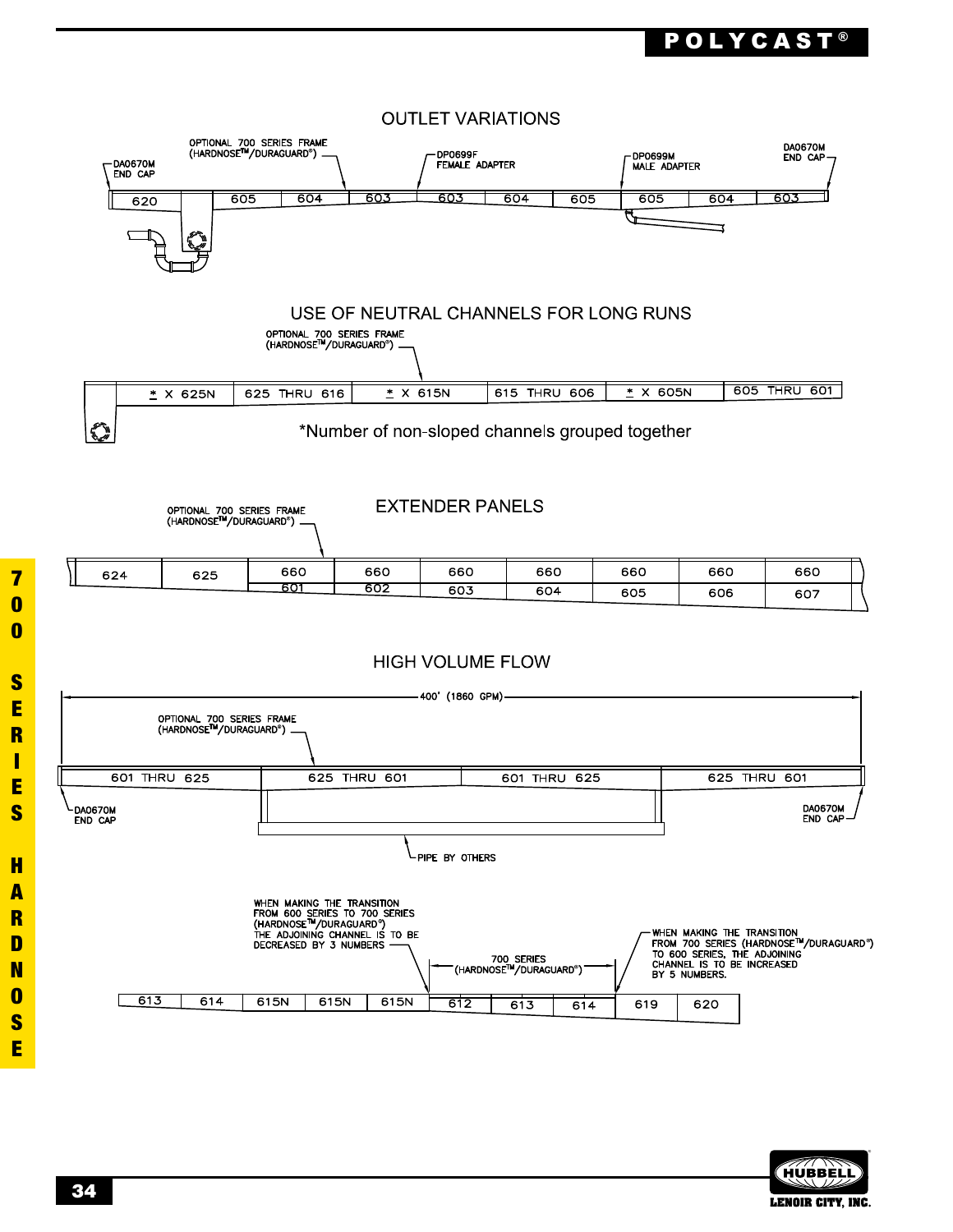## OUTLET VARIATIONS

OPTIONAL 700 SERIES FRAME (HARDNOSE™/DURAGUARD®)

DA0670M END CAP

DP0699F FEMALE ADAPTER

DP0699M MALE ADAPTER

DA0670M END CAP

620 | 605 | 604 | 603 | 603 | 604 | 605 | 605 | 604 | 603

## USE OF NEUTRAL CHANNELS FOR LONG RUNS

OPTIONAL 700 SERIES FRAME (HARDNOSE™/DURAGUARD®)

* X 625N | 625 THRU 616 | * X 615N | 615 THRU 606 | * X 605N | 605 THRU 601

*Number of non-sloped channels grouped together

## EXTENDER PANELS

OPTIONAL 700 SERIES FRAME (HARDNOSE™/DURAGUARD®)

| 624 | 625 | 660 | 660 | 660 | 660 | 660 | 660 | 660 |
|---|---|---|---|---|---|---|---|---|
| | | 601 | 602 | 603 | 604 | 605 | 606 | 607 |

## HIGH VOLUME FLOW

400' (1860 GPM)

OPTIONAL 700 SERIES FRAME (HARDNOSE™/DURAGUARD®)

601 THRU 625 | 625 THRU 601 | 601 THRU 625 | 625 THRU 601

DA0670M END CAP

DA0670M END CAP

PIPE BY OTHERS

WHEN MAKING THE TRANSITION FROM 600 SERIES TO 700 SERIES (HARDNOSE™/DURAGUARD®) THE ADJOINING CHANNEL IS TO BE DECREASED BY 3 NUMBERS

700 SERIES (HARDNOSE™/DURAGUARD®)

WHEN MAKING THE TRANSITION FROM 700 SERIES (HARDNOSE™/DURAGUARD®) TO 600 SERIES, THE ADJOINING CHANNEL IS TO BE INCREASED BY 5 NUMBERS.

613 | 614 | 615N | 615N | 615N | 612 | 613 | 614 | 619 | 620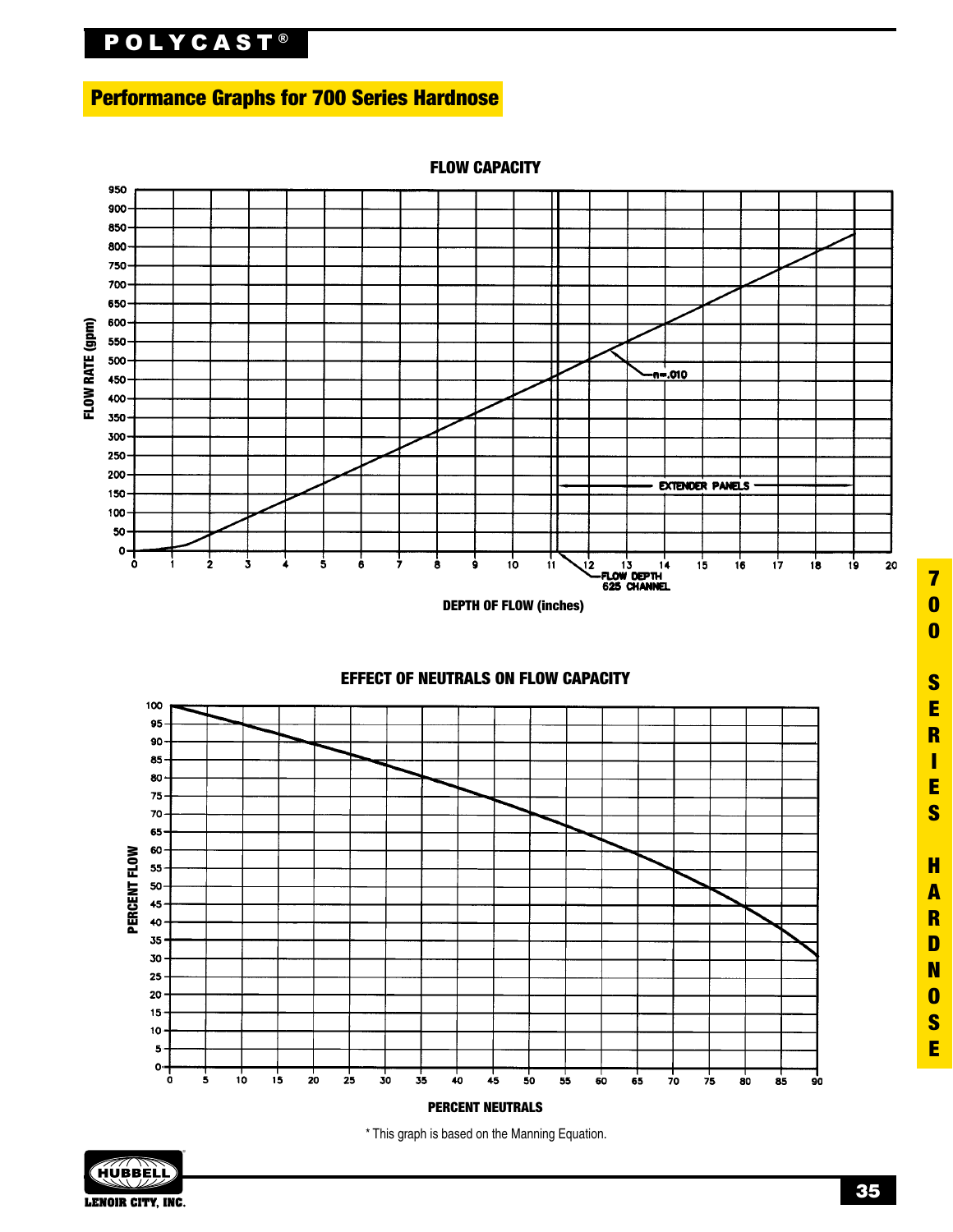## Performance Graphs for 700 Series Hardnose

### FLOW CAPACITY

FLOW RATE (gpm)

n=.010

EXTENDER PANELS

FLOW DEPTH 625 CHANNEL

DEPTH OF FLOW (inches)

### EFFECT OF NEUTRALS ON FLOW CAPACITY

PERCENT FLOW

PERCENT NEUTRALS

* This graph is based on the Manning Equation.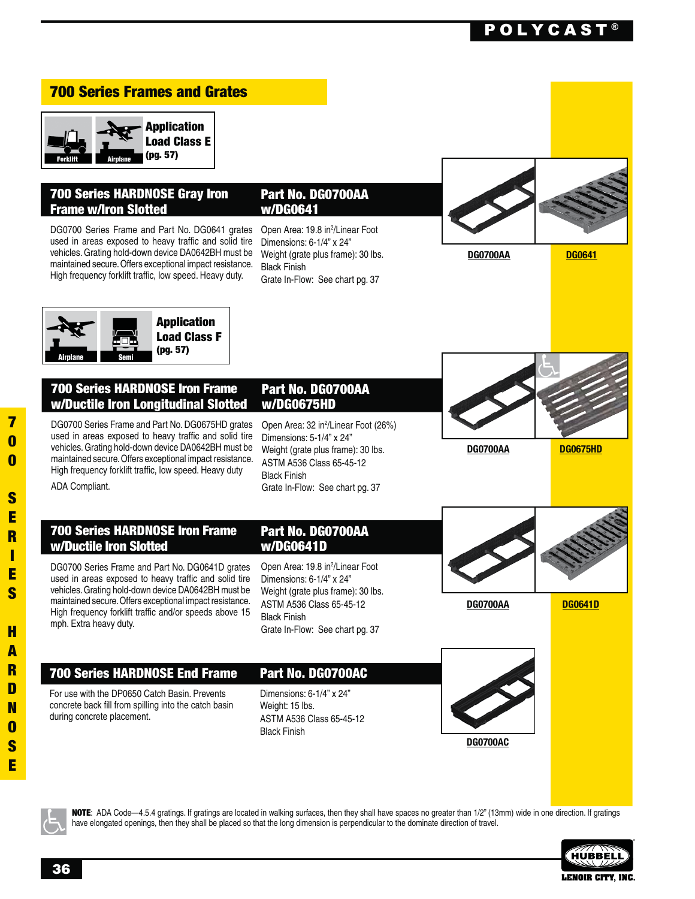## 700 Series Frames and Grates

**Application Load Class E (pg. 57)**

Forklift — Airplane

### 700 Series HARDNOSE Gray Iron Frame w/Iron Slotted — Part No. DG0700AA w/DG0641

DG0700 Series Frame and Part No. DG0641 grates used in areas exposed to heavy traffic and solid tire vehicles. Grating hold-down device DA0642BH must be maintained secure. Offers exceptional impact resistance. High frequency forklift traffic, low speed. Heavy duty.

Open Area: 19.8 in$^2$/Linear Foot
Dimensions: 6-1/4" x 24"
Weight (grate plus frame): 30 lbs.
Black Finish
Grate In-Flow: See chart pg. 37

DG0700AA DG0641

**Application Load Class F (pg. 57)**

Airplane — Semi

### 700 Series HARDNOSE Iron Frame w/Ductile Iron Longitudinal Slotted — Part No. DG0700AA w/DG0675HD

DG0700 Series Frame and Part No. DG0675HD grates used in areas exposed to heavy traffic and solid tire vehicles. Grating hold-down device DA0642BH must be maintained secure. Offers exceptional impact resistance. High frequency forklift traffic, low speed. Heavy duty

ADA Compliant.

Open Area: 32 in$^2$/Linear Foot (26%)
Dimensions: 5-1/4" x 24"
Weight (grate plus frame): 30 lbs.
ASTM A536 Class 65-45-12
Black Finish
Grate In-Flow: See chart pg. 37

DG0700AA DG0675HD

### 700 Series HARDNOSE Iron Frame w/Ductile Iron Slotted — Part No. DG0700AA w/DG0641D

DG0700 Series Frame and Part No. DG0641D grates used in areas exposed to heavy traffic and solid tire vehicles. Grating hold-down device DA0642BH must be maintained secure. Offers exceptional impact resistance. High frequency forklift traffic and/or speeds above 15 mph. Extra heavy duty.

Open Area: 19.8 in$^2$/Linear Foot
Dimensions: 6-1/4" x 24"
Weight (grate plus frame): 30 lbs.
ASTM A536 Class 65-45-12
Black Finish
Grate In-Flow: See chart pg. 37

DG0700AA DG0641D

### 700 Series HARDNOSE End Frame — Part No. DG0700AC

For use with the DP0650 Catch Basin. Prevents concrete back fill from spilling into the catch basin during concrete placement.

Dimensions: 6-1/4" x 24"
Weight: 15 lbs.
ASTM A536 Class 65-45-12
Black Finish

DG0700AC

**NOTE**: ADA Code—4.5.4 gratings. If gratings are located in walking surfaces, then they shall have spaces no greater than 1/2" (13mm) wide in one direction. If gratings have elongated openings, then they shall be placed so that the long dimension is perpendicular to the dominate direction of travel.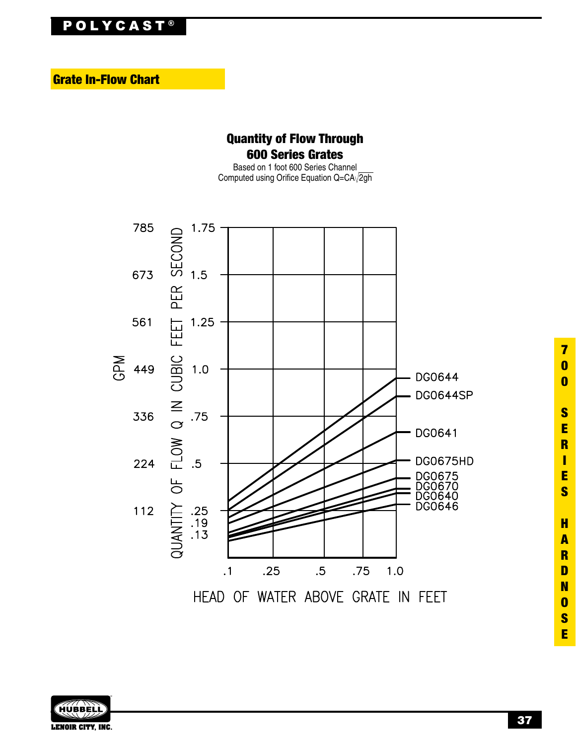## Grate In-Flow Chart

**Quantity of Flow Through 600 Series Grates**

Based on 1 foot 600 Series Channel

Computed using Orifice Equation $Q=CA\sqrt{2gh}$

| GPM | QUANTITY OF FLOW Q IN CUBIC FEET PER SECOND |
|---|---|
| 785 | 1.75 |
| 673 | 1.5 |
| 561 | 1.25 |
| 449 | 1.0 |
| 336 | .75 |
| 224 | .5 |
| 112 | .25 |
| | .19 |
| | .13 |

HEAD OF WATER ABOVE GRATE IN FEET: .1, .25, .5, .75, 1.0

Grates: DG0644, DG0644SP, DG0641, DG0675HD, DG0675, DG0670, DG0640, DG0646

700 SERIES HARDNOSE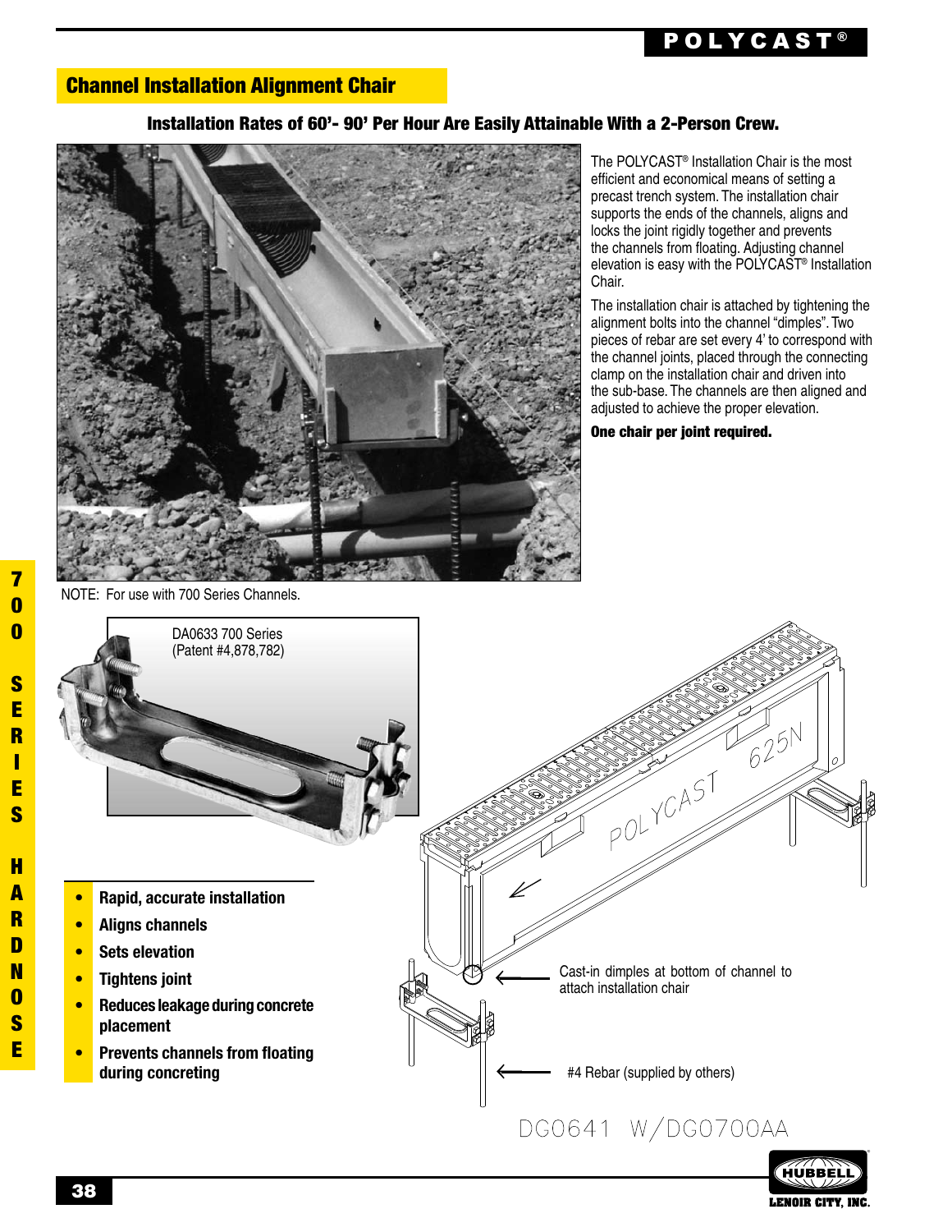## Channel Installation Alignment Chair

**Installation Rates of 60'- 90' Per Hour Are Easily Attainable With a 2-Person Crew.**

The POLYCAST® Installation Chair is the most efficient and economical means of setting a precast trench system. The installation chair supports the ends of the channels, aligns and locks the joint rigidly together and prevents the channels from floating. Adjusting channel elevation is easy with the POLYCAST® Installation Chair.

The installation chair is attached by tightening the alignment bolts into the channel "dimples". Two pieces of rebar are set every 4' to correspond with the channel joints, placed through the connecting clamp on the installation chair and driven into the sub-base. The channels are then aligned and adjusted to achieve the proper elevation.

**One chair per joint required.**

NOTE: For use with 700 Series Channels.

DA0633 700 Series
(Patent #4,878,782)

- **Rapid, accurate installation**
- **Aligns channels**
- **Sets elevation**
- **Tightens joint**
- **Reduces leakage during concrete placement**
- **Prevents channels from floating during concreting**

Cast-in dimples at bottom of channel to attach installation chair

#4 Rebar (supplied by others)

DG0641 W/DG0700AA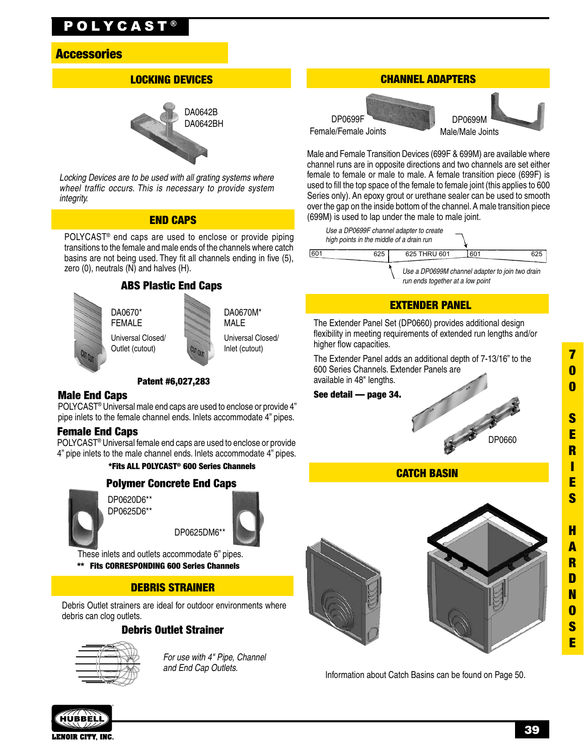# POLYCAST®

## Accessories

### LOCKING DEVICES

DA0642B
DA0642BH

*Locking Devices are to be used with all grating systems where wheel traffic occurs. This is necessary to provide system integrity.*

### END CAPS

POLYCAST® end caps are used to enclose or provide piping transitions to the female and male ends of the channels where catch basins are not being used. They fit all channels ending in five (5), zero (0), neutrals (N) and halves (H).

#### ABS Plastic End Caps

DA0670*
FEMALE
Universal Closed/ Outlet (cutout)

DA0670M*
MALE
Universal Closed/ Inlet (cutout)

CUT OUT

**Patent #6,027,283**

#### Male End Caps

POLYCAST® Universal male end caps are used to enclose or provide 4" pipe inlets to the female channel ends. Inlets accommodate 4" pipes.

#### Female End Caps

POLYCAST® Universal female end caps are used to enclose or provide 4" pipe inlets to the male channel ends. Inlets accommodate 4" pipes.

**\*Fits ALL POLYCAST® 600 Series Channels**

#### Polymer Concrete End Caps

DP0620D6**
DP0625D6**

DP0625DM6**

These inlets and outlets accommodate 6" pipes.

**\*\* Fits CORRESPONDING 600 Series Channels**

### DEBRIS STRAINER

Debris Outlet strainers are ideal for outdoor environments where debris can clog outlets.

#### Debris Outlet Strainer

*For use with 4" Pipe, Channel and End Cap Outlets.*

### CHANNEL ADAPTERS

DP0699F
Female/Female Joints

DP0699M
Male/Male Joints

Male and Female Transition Devices (699F & 699M) are available where channel runs are in opposite directions and two channels are set either female to female or male to male. A female transition piece (699F) is used to fill the top space of the female to female joint (this applies to 600 Series only). An epoxy grout or urethane sealer can be used to smooth over the gap on the inside bottom of the channel. A male transition piece (699M) is used to lap under the male to male joint.

*Use a DP0699F channel adapter to create high points in the middle of a drain run*

601 625 | 625 THRU 601 | 601 625

*Use a DP0699M channel adapter to join two drain run ends together at a low point*

### EXTENDER PANEL

The Extender Panel Set (DP0660) provides additional design flexibility in meeting requirements of extended run lengths and/or higher flow capacities.

The Extender Panel adds an additional depth of 7-13/16" to the 600 Series Channels. Extender Panels are available in 48" lengths.

**See detail — page 34.**

DP0660

### CATCH BASIN

Information about Catch Basins can be found on Page 50.

700 SERIES HARDNOSE

HUBBELL
LENOIR CITY, INC.